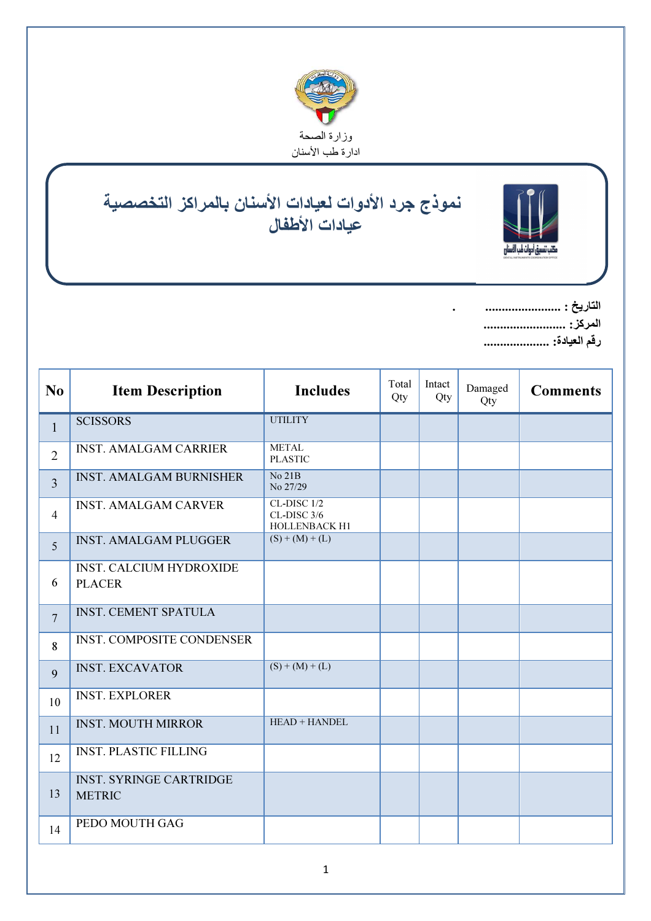وزارة الصحة
ادارة طب الأسنان

# نموذج جرد الأدوات لعيادات الأسنان بالمراكز التخصصية
## عيادات الأطفال

مكتب تنسيق أدوات طب الأسنان

التاريخ : ......................
المركز: ........................
رقم العيادة: ....................

| No | Item Description | Includes | Total Qty | Intact Qty | Damaged Qty | Comments |
|---|---|---|---|---|---|---|
| 1 | SCISSORS | UTILITY | | | | |
| 2 | INST. AMALGAM CARRIER | METAL<br>PLASTIC | | | | |
| 3 | INST. AMALGAM BURNISHER | No 21B<br>No 27/29 | | | | |
| 4 | INST. AMALGAM CARVER | CL-DISC 1/2<br>CL-DISC 3/6<br>HOLLENBACK H1 | | | | |
| 5 | INST. AMALGAM PLUGGER | (S) + (M) + (L) | | | | |
| 6 | INST. CALCIUM HYDROXIDE PLACER | | | | | |
| 7 | INST. CEMENT SPATULA | | | | | |
| 8 | INST. COMPOSITE CONDENSER | | | | | |
| 9 | INST. EXCAVATOR | (S) + (M) + (L) | | | | |
| 10 | INST. EXPLORER | | | | | |
| 11 | INST. MOUTH MIRROR | HEAD + HANDEL | | | | |
| 12 | INST. PLASTIC FILLING | | | | | |
| 13 | INST. SYRINGE CARTRIDGE METRIC | | | | | |
| 14 | PEDO MOUTH GAG | | | | | |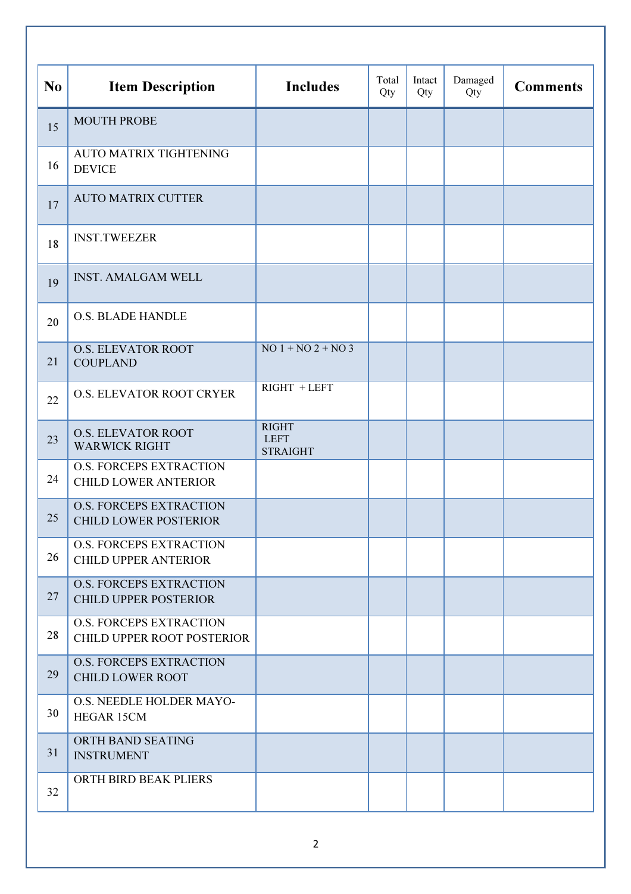| No | Item Description | Includes | Total Qty | Intact Qty | Damaged Qty | Comments |
|---|---|---|---|---|---|---|
| 15 | MOUTH PROBE | | | | | |
| 16 | AUTO MATRIX TIGHTENING DEVICE | | | | | |
| 17 | AUTO MATRIX CUTTER | | | | | |
| 18 | INST.TWEEZER | | | | | |
| 19 | INST. AMALGAM WELL | | | | | |
| 20 | O.S. BLADE HANDLE | | | | | |
| 21 | O.S. ELEVATOR ROOT COUPLAND | NO 1 + NO 2 + NO 3 | | | | |
| 22 | O.S. ELEVATOR ROOT CRYER | RIGHT + LEFT | | | | |
| 23 | O.S. ELEVATOR ROOT WARWICK RIGHT | RIGHT LEFT STRAIGHT | | | | |
| 24 | O.S. FORCEPS EXTRACTION CHILD LOWER ANTERIOR | | | | | |
| 25 | O.S. FORCEPS EXTRACTION CHILD LOWER POSTERIOR | | | | | |
| 26 | O.S. FORCEPS EXTRACTION CHILD UPPER ANTERIOR | | | | | |
| 27 | O.S. FORCEPS EXTRACTION CHILD UPPER POSTERIOR | | | | | |
| 28 | O.S. FORCEPS EXTRACTION CHILD UPPER ROOT POSTERIOR | | | | | |
| 29 | O.S. FORCEPS EXTRACTION CHILD LOWER ROOT | | | | | |
| 30 | O.S. NEEDLE HOLDER MAYO-HEGAR 15CM | | | | | |
| 31 | ORTH BAND SEATING INSTRUMENT | | | | | |
| 32 | ORTH BIRD BEAK PLIERS | | | | | |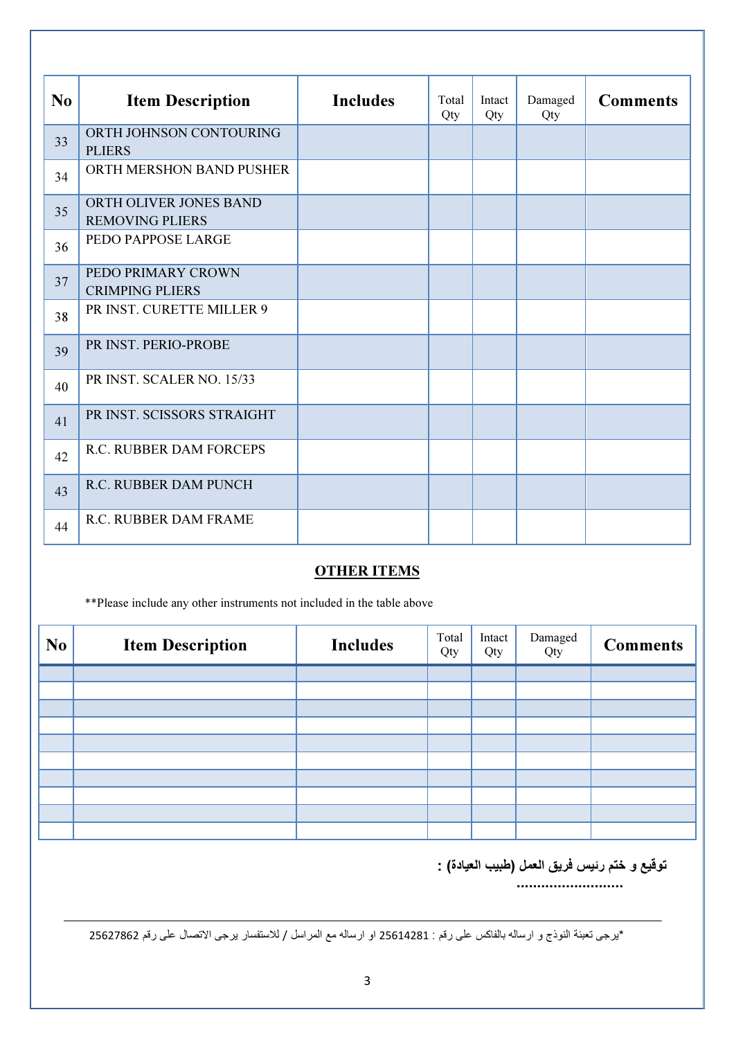| No | Item Description | Includes | Total Qty | Intact Qty | Damaged Qty | Comments |
|---|---|---|---|---|---|---|
| 33 | ORTH JOHNSON CONTOURING PLIERS | | | | | |
| 34 | ORTH MERSHON BAND PUSHER | | | | | |
| 35 | ORTH OLIVER JONES BAND REMOVING PLIERS | | | | | |
| 36 | PEDO PAPPOSE LARGE | | | | | |
| 37 | PEDO PRIMARY CROWN CRIMPING PLIERS | | | | | |
| 38 | PR INST. CURETTE MILLER 9 | | | | | |
| 39 | PR INST. PERIO-PROBE | | | | | |
| 40 | PR INST. SCALER NO. 15/33 | | | | | |
| 41 | PR INST. SCISSORS STRAIGHT | | | | | |
| 42 | R.C. RUBBER DAM FORCEPS | | | | | |
| 43 | R.C. RUBBER DAM PUNCH | | | | | |
| 44 | R.C. RUBBER DAM FRAME | | | | | |

## OTHER ITEMS

**Please include any other instruments not included in the table above

| No | Item Description | Includes | Total Qty | Intact Qty | Damaged Qty | Comments |
|---|---|---|---|---|---|---|
| | | | | | | |
| | | | | | | |
| | | | | | | |
| | | | | | | |
| | | | | | | |
| | | | | | | |
| | | | | | | |
| | | | | | | |
| | | | | | | |
| | | | | | | |

**توقيع و ختم رئيس فريق العمل (طبيب العيادة) :**
**.........................**

*يرجى تعبئة النوذج و ارساله بالفاكس على رقم : 25614281 او ارساله مع المراسل / للاستفسار يرجى الاتصال على رقم 25627862